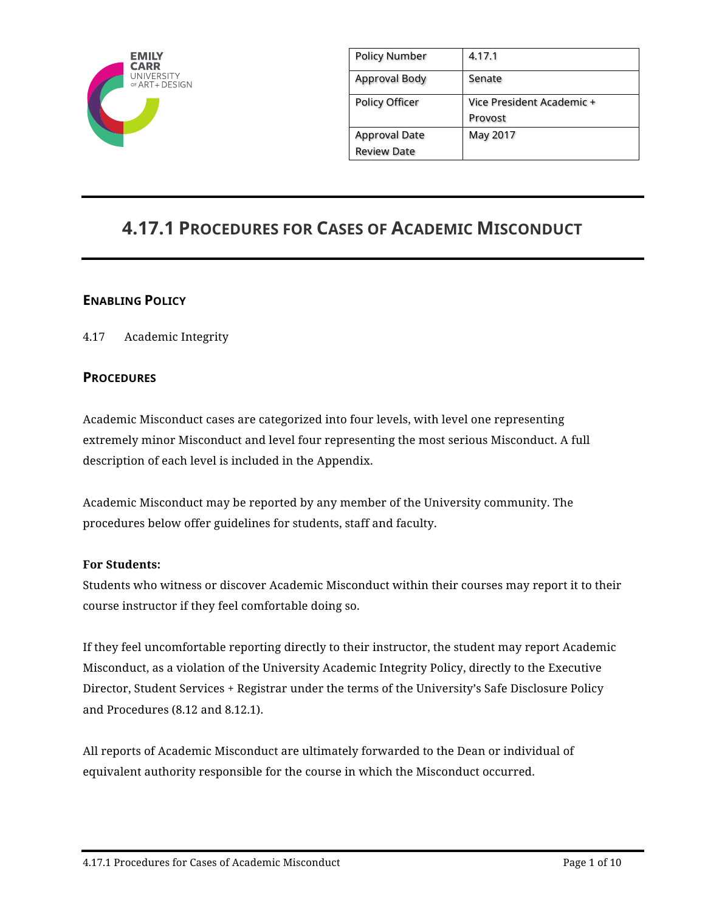| Policy Number | 4.17.1 |
| --- | --- |
| Approval Body | Senate |
| Policy Officer | Vice President Academic + Provost |
| Approval Date<br>Review Date | May 2017 |

# 4.17.1 Procedures for Cases of Academic Misconduct

## Enabling Policy

4.17 Academic Integrity

## Procedures

Academic Misconduct cases are categorized into four levels, with level one representing extremely minor Misconduct and level four representing the most serious Misconduct. A full description of each level is included in the Appendix.

Academic Misconduct may be reported by any member of the University community. The procedures below offer guidelines for students, staff and faculty.

**For Students:**
Students who witness or discover Academic Misconduct within their courses may report it to their course instructor if they feel comfortable doing so.

If they feel uncomfortable reporting directly to their instructor, the student may report Academic Misconduct, as a violation of the University Academic Integrity Policy, directly to the Executive Director, Student Services + Registrar under the terms of the University's Safe Disclosure Policy and Procedures (8.12 and 8.12.1).

All reports of Academic Misconduct are ultimately forwarded to the Dean or individual of equivalent authority responsible for the course in which the Misconduct occurred.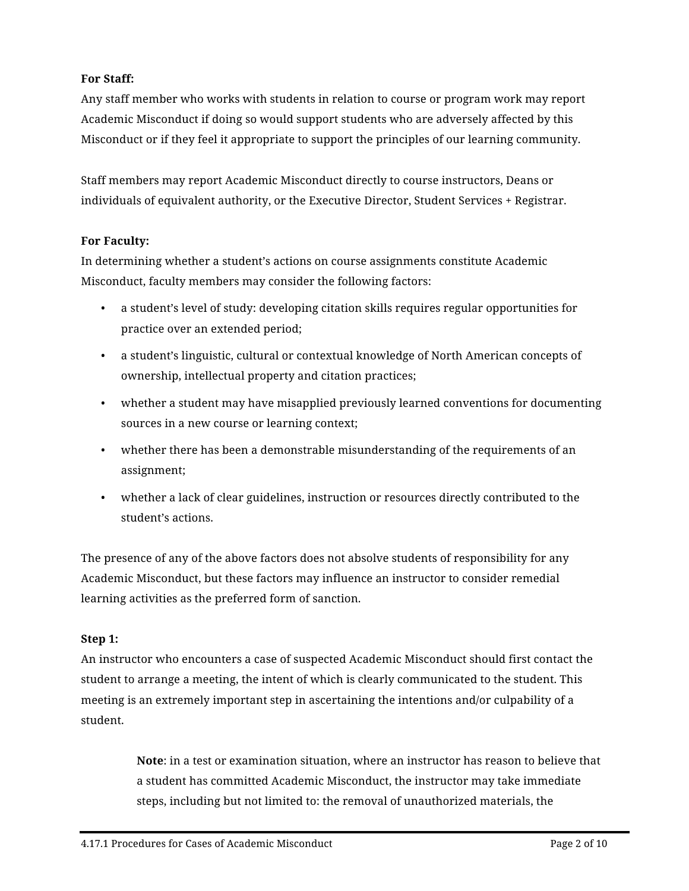**For Staff:**
Any staff member who works with students in relation to course or program work may report Academic Misconduct if doing so would support students who are adversely affected by this Misconduct or if they feel it appropriate to support the principles of our learning community.

Staff members may report Academic Misconduct directly to course instructors, Deans or individuals of equivalent authority, or the Executive Director, Student Services + Registrar.

**For Faculty:**
In determining whether a student's actions on course assignments constitute Academic Misconduct, faculty members may consider the following factors:

- a student's level of study: developing citation skills requires regular opportunities for practice over an extended period;
- a student's linguistic, cultural or contextual knowledge of North American concepts of ownership, intellectual property and citation practices;
- whether a student may have misapplied previously learned conventions for documenting sources in a new course or learning context;
- whether there has been a demonstrable misunderstanding of the requirements of an assignment;
- whether a lack of clear guidelines, instruction or resources directly contributed to the student's actions.

The presence of any of the above factors does not absolve students of responsibility for any Academic Misconduct, but these factors may influence an instructor to consider remedial learning activities as the preferred form of sanction.

**Step 1:**
An instructor who encounters a case of suspected Academic Misconduct should first contact the student to arrange a meeting, the intent of which is clearly communicated to the student. This meeting is an extremely important step in ascertaining the intentions and/or culpability of a student.

> **Note**: in a test or examination situation, where an instructor has reason to believe that a student has committed Academic Misconduct, the instructor may take immediate steps, including but not limited to: the removal of unauthorized materials, the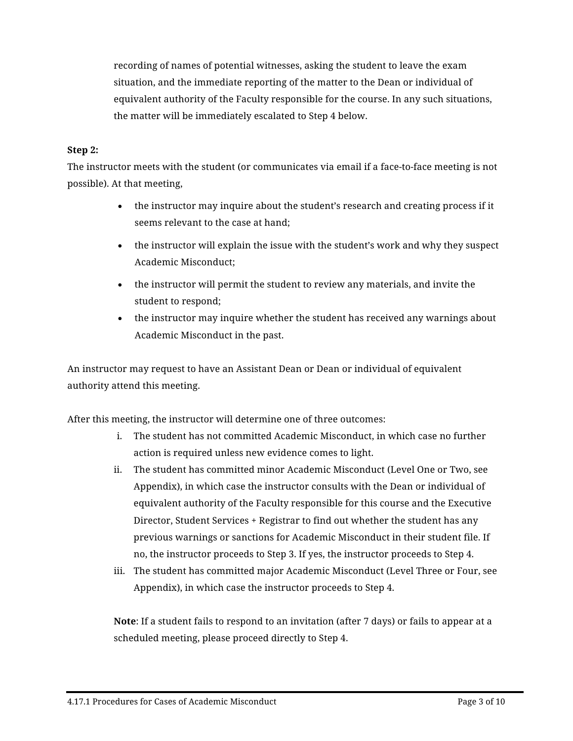recording of names of potential witnesses, asking the student to leave the exam situation, and the immediate reporting of the matter to the Dean or individual of equivalent authority of the Faculty responsible for the course. In any such situations, the matter will be immediately escalated to Step 4 below.

**Step 2:**

The instructor meets with the student (or communicates via email if a face-to-face meeting is not possible). At that meeting,

- the instructor may inquire about the student's research and creating process if it seems relevant to the case at hand;
- the instructor will explain the issue with the student's work and why they suspect Academic Misconduct;
- the instructor will permit the student to review any materials, and invite the student to respond;
- the instructor may inquire whether the student has received any warnings about Academic Misconduct in the past.

An instructor may request to have an Assistant Dean or Dean or individual of equivalent authority attend this meeting.

After this meeting, the instructor will determine one of three outcomes:

i. The student has not committed Academic Misconduct, in which case no further action is required unless new evidence comes to light.

ii. The student has committed minor Academic Misconduct (Level One or Two, see Appendix), in which case the instructor consults with the Dean or individual of equivalent authority of the Faculty responsible for this course and the Executive Director, Student Services + Registrar to find out whether the student has any previous warnings or sanctions for Academic Misconduct in their student file. If no, the instructor proceeds to Step 3. If yes, the instructor proceeds to Step 4.

iii. The student has committed major Academic Misconduct (Level Three or Four, see Appendix), in which case the instructor proceeds to Step 4.

**Note**: If a student fails to respond to an invitation (after 7 days) or fails to appear at a scheduled meeting, please proceed directly to Step 4.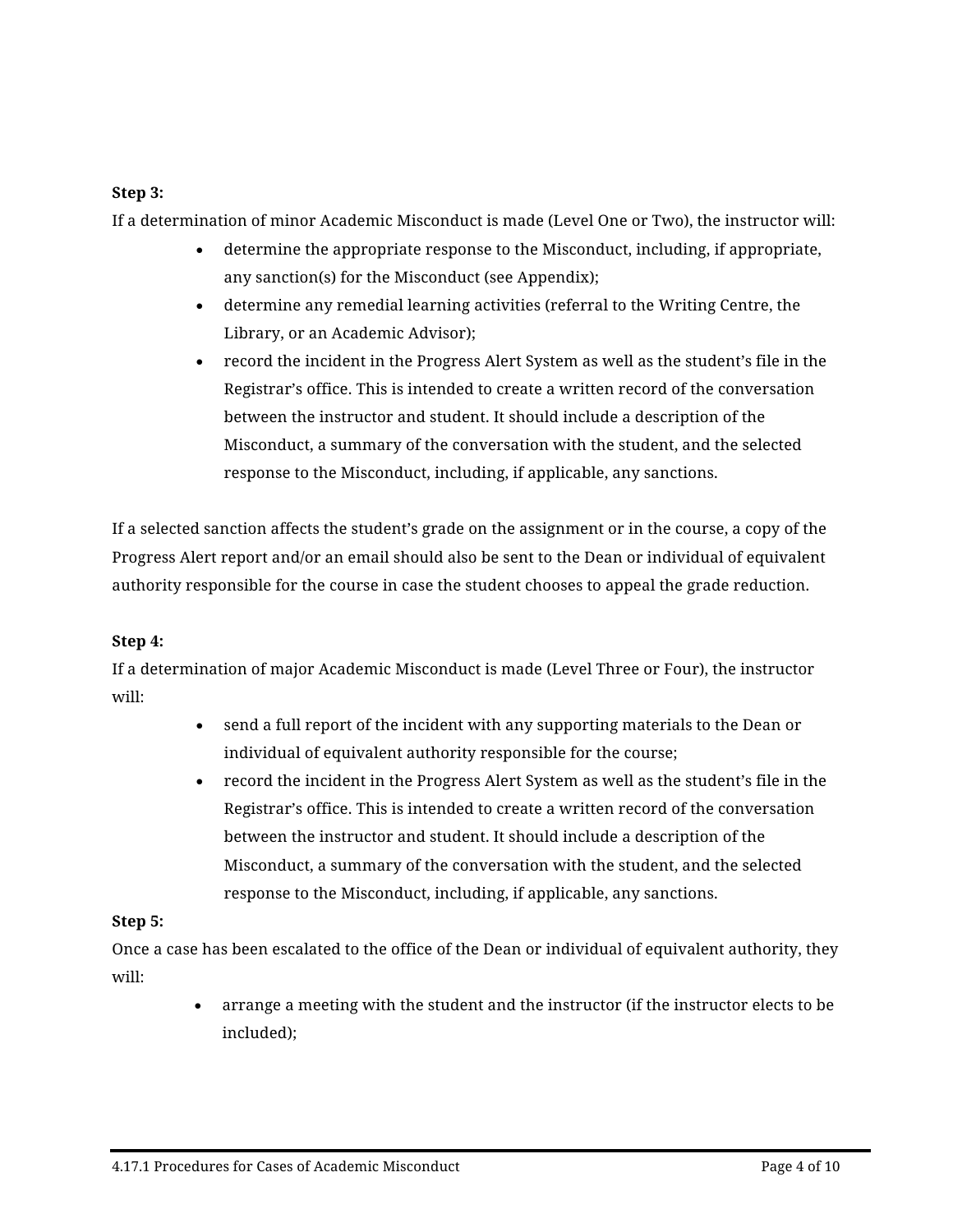**Step 3:**

If a determination of minor Academic Misconduct is made (Level One or Two), the instructor will:

- determine the appropriate response to the Misconduct, including, if appropriate, any sanction(s) for the Misconduct (see Appendix);
- determine any remedial learning activities (referral to the Writing Centre, the Library, or an Academic Advisor);
- record the incident in the Progress Alert System as well as the student's file in the Registrar's office. This is intended to create a written record of the conversation between the instructor and student. It should include a description of the Misconduct, a summary of the conversation with the student, and the selected response to the Misconduct, including, if applicable, any sanctions.

If a selected sanction affects the student's grade on the assignment or in the course, a copy of the Progress Alert report and/or an email should also be sent to the Dean or individual of equivalent authority responsible for the course in case the student chooses to appeal the grade reduction.

**Step 4:**

If a determination of major Academic Misconduct is made (Level Three or Four), the instructor will:

- send a full report of the incident with any supporting materials to the Dean or individual of equivalent authority responsible for the course;
- record the incident in the Progress Alert System as well as the student's file in the Registrar's office. This is intended to create a written record of the conversation between the instructor and student. It should include a description of the Misconduct, a summary of the conversation with the student, and the selected response to the Misconduct, including, if applicable, any sanctions.

**Step 5:**

Once a case has been escalated to the office of the Dean or individual of equivalent authority, they will:

- arrange a meeting with the student and the instructor (if the instructor elects to be included);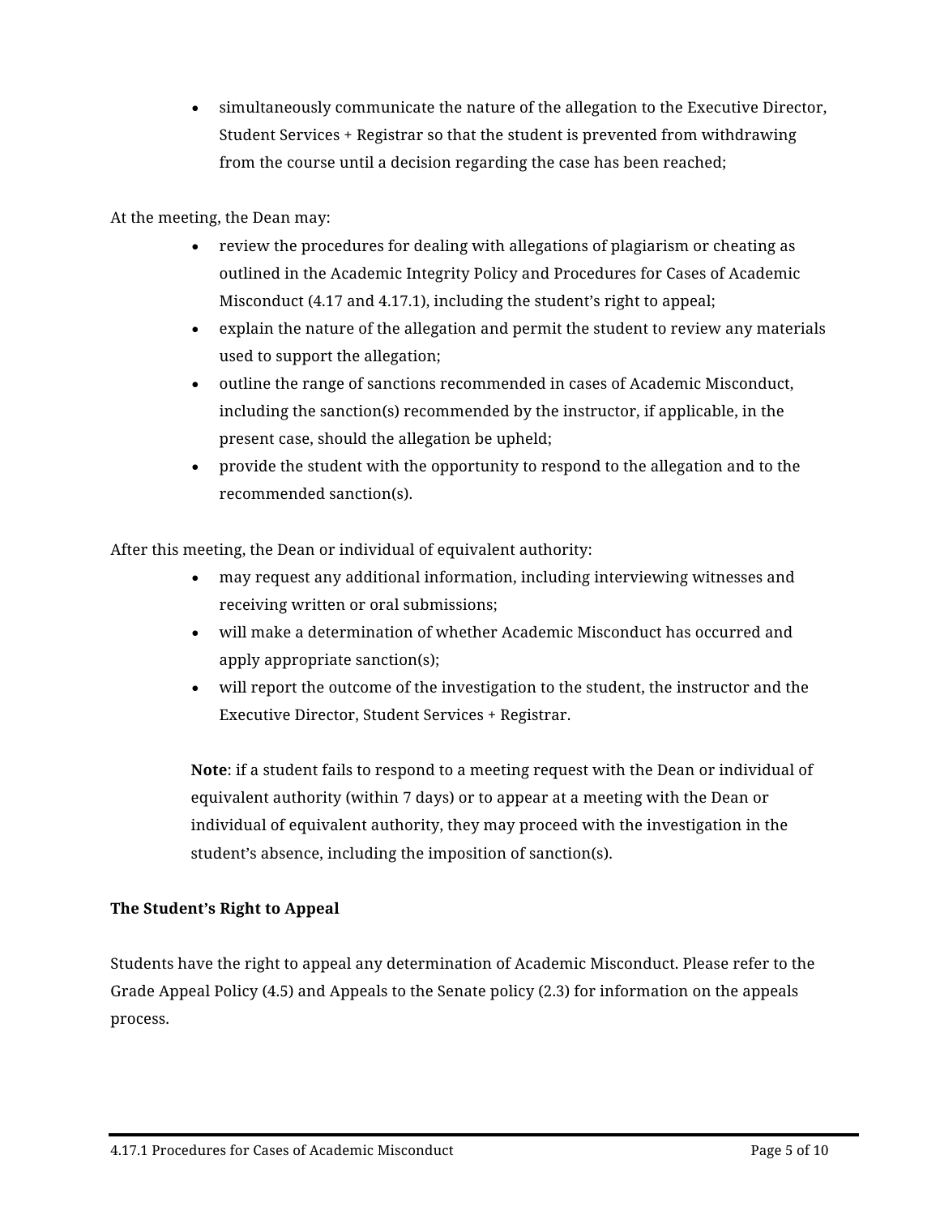- simultaneously communicate the nature of the allegation to the Executive Director, Student Services + Registrar so that the student is prevented from withdrawing from the course until a decision regarding the case has been reached;

At the meeting, the Dean may:

- review the procedures for dealing with allegations of plagiarism or cheating as outlined in the Academic Integrity Policy and Procedures for Cases of Academic Misconduct (4.17 and 4.17.1), including the student's right to appeal;
- explain the nature of the allegation and permit the student to review any materials used to support the allegation;
- outline the range of sanctions recommended in cases of Academic Misconduct, including the sanction(s) recommended by the instructor, if applicable, in the present case, should the allegation be upheld;
- provide the student with the opportunity to respond to the allegation and to the recommended sanction(s).

After this meeting, the Dean or individual of equivalent authority:

- may request any additional information, including interviewing witnesses and receiving written or oral submissions;
- will make a determination of whether Academic Misconduct has occurred and apply appropriate sanction(s);
- will report the outcome of the investigation to the student, the instructor and the Executive Director, Student Services + Registrar.

**Note**: if a student fails to respond to a meeting request with the Dean or individual of equivalent authority (within 7 days) or to appear at a meeting with the Dean or individual of equivalent authority, they may proceed with the investigation in the student's absence, including the imposition of sanction(s).

**The Student's Right to Appeal**

Students have the right to appeal any determination of Academic Misconduct. Please refer to the Grade Appeal Policy (4.5) and Appeals to the Senate policy (2.3) for information on the appeals process.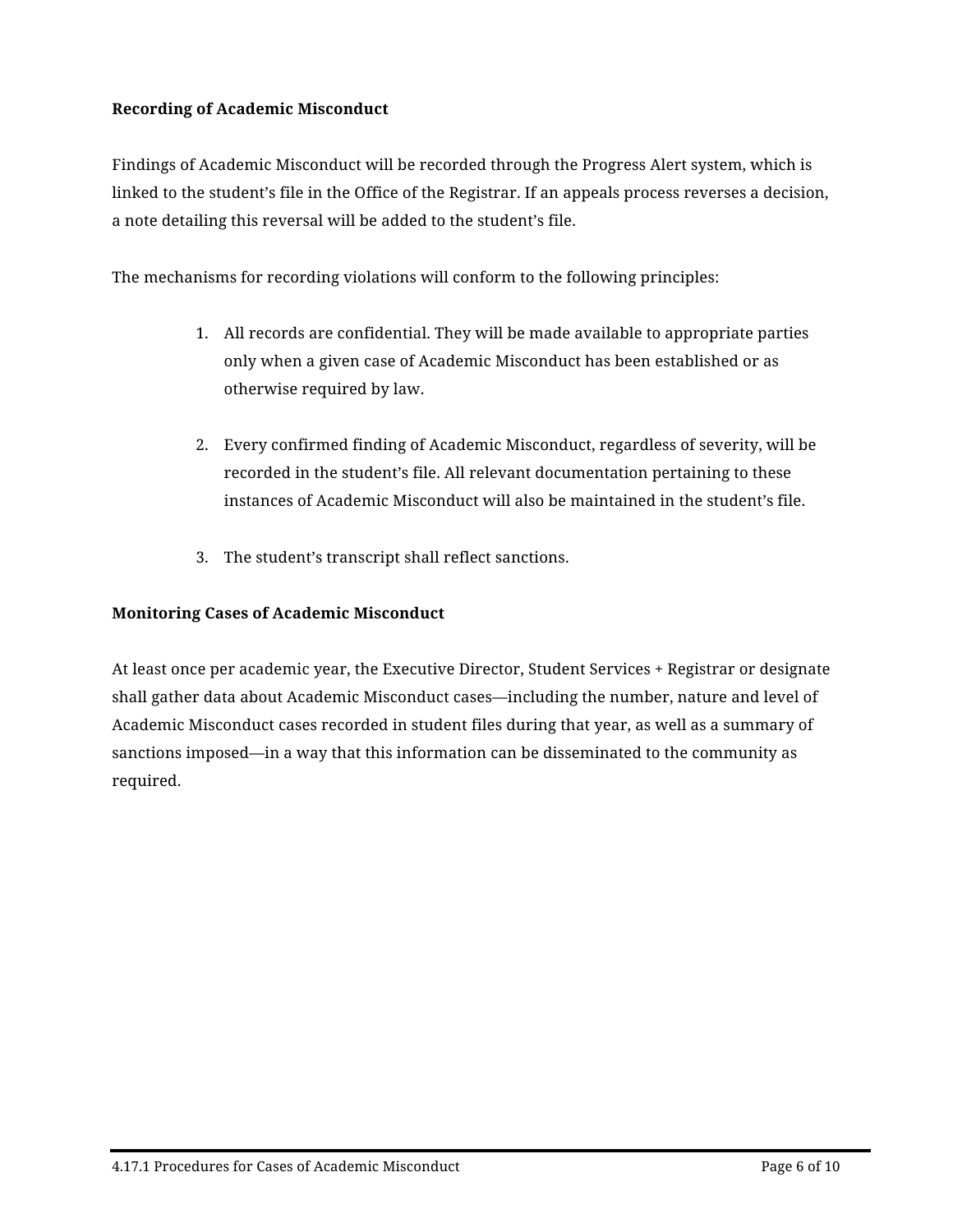**Recording of Academic Misconduct**

Findings of Academic Misconduct will be recorded through the Progress Alert system, which is linked to the student's file in the Office of the Registrar. If an appeals process reverses a decision, a note detailing this reversal will be added to the student's file.

The mechanisms for recording violations will conform to the following principles:

1. All records are confidential. They will be made available to appropriate parties only when a given case of Academic Misconduct has been established or as otherwise required by law.

2. Every confirmed finding of Academic Misconduct, regardless of severity, will be recorded in the student's file. All relevant documentation pertaining to these instances of Academic Misconduct will also be maintained in the student's file.

3. The student's transcript shall reflect sanctions.

**Monitoring Cases of Academic Misconduct**

At least once per academic year, the Executive Director, Student Services + Registrar or designate shall gather data about Academic Misconduct cases—including the number, nature and level of Academic Misconduct cases recorded in student files during that year, as well as a summary of sanctions imposed—in a way that this information can be disseminated to the community as required.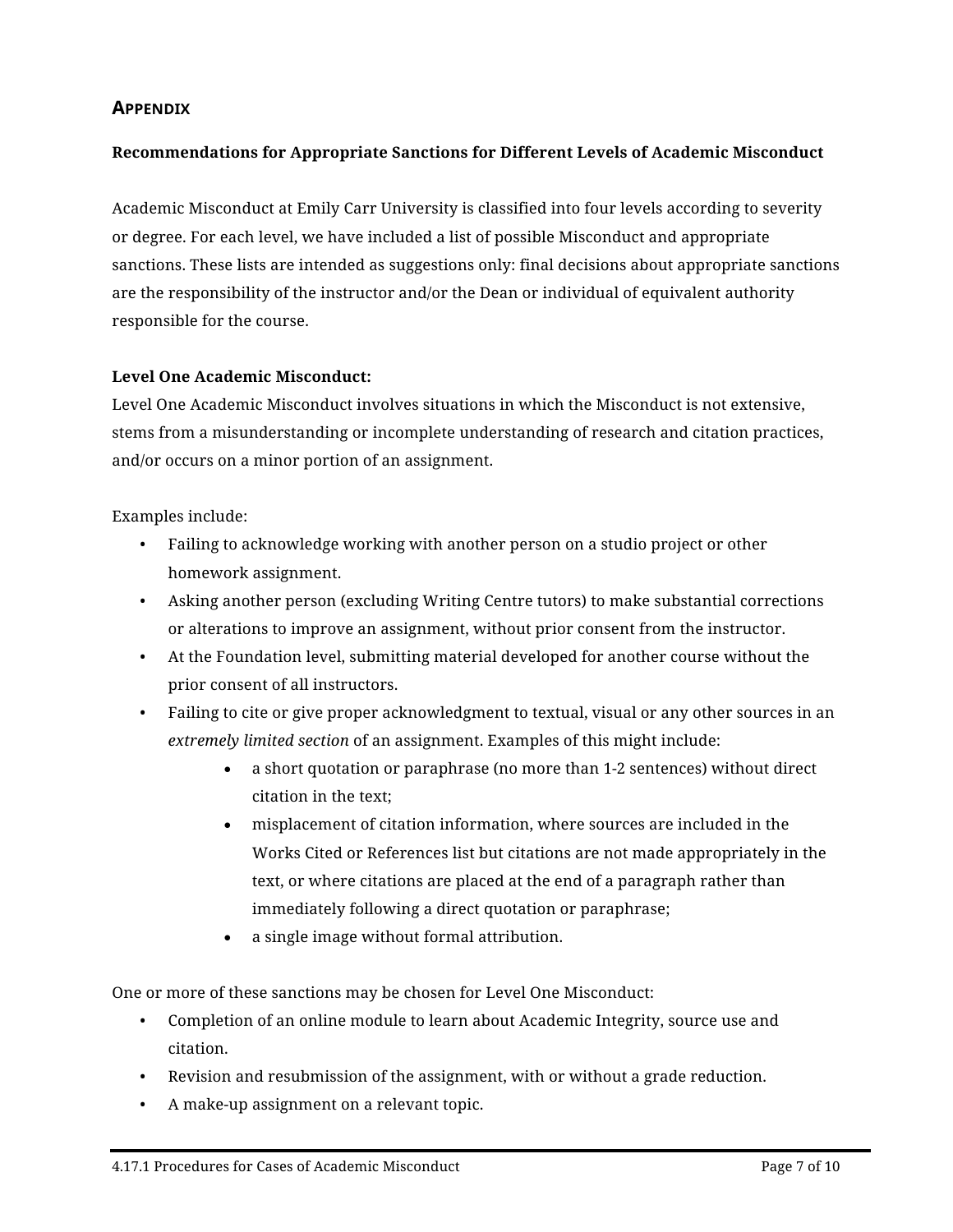## Appendix

**Recommendations for Appropriate Sanctions for Different Levels of Academic Misconduct**

Academic Misconduct at Emily Carr University is classified into four levels according to severity or degree. For each level, we have included a list of possible Misconduct and appropriate sanctions. These lists are intended as suggestions only: final decisions about appropriate sanctions are the responsibility of the instructor and/or the Dean or individual of equivalent authority responsible for the course.

**Level One Academic Misconduct:**

Level One Academic Misconduct involves situations in which the Misconduct is not extensive, stems from a misunderstanding or incomplete understanding of research and citation practices, and/or occurs on a minor portion of an assignment.

Examples include:

- Failing to acknowledge working with another person on a studio project or other homework assignment.
- Asking another person (excluding Writing Centre tutors) to make substantial corrections or alterations to improve an assignment, without prior consent from the instructor.
- At the Foundation level, submitting material developed for another course without the prior consent of all instructors.
- Failing to cite or give proper acknowledgment to textual, visual or any other sources in an *extremely limited section* of an assignment. Examples of this might include:
  - a short quotation or paraphrase (no more than 1-2 sentences) without direct citation in the text;
  - misplacement of citation information, where sources are included in the Works Cited or References list but citations are not made appropriately in the text, or where citations are placed at the end of a paragraph rather than immediately following a direct quotation or paraphrase;
  - a single image without formal attribution.

One or more of these sanctions may be chosen for Level One Misconduct:

- Completion of an online module to learn about Academic Integrity, source use and citation.
- Revision and resubmission of the assignment, with or without a grade reduction.
- A make-up assignment on a relevant topic.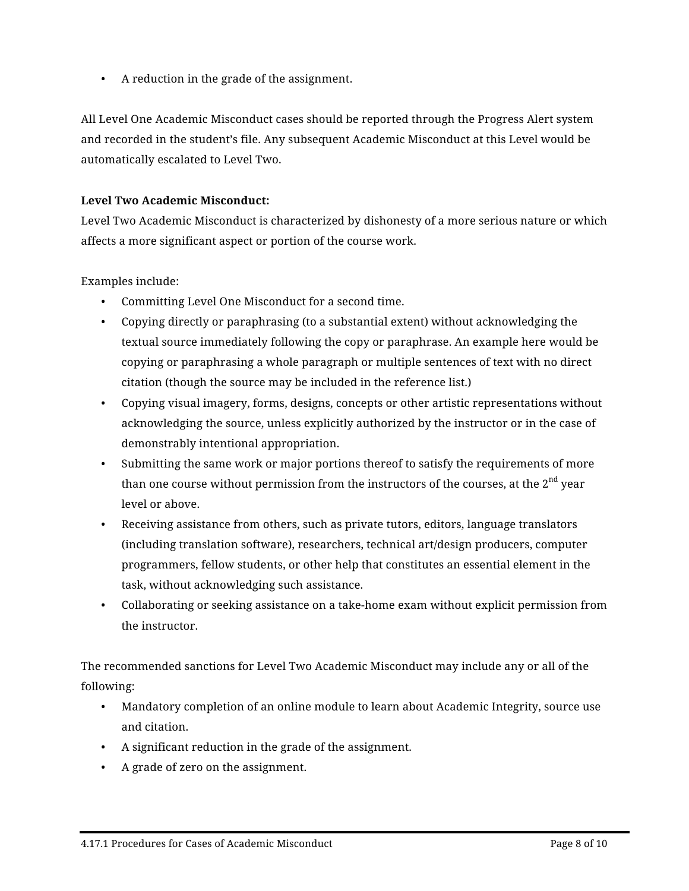- A reduction in the grade of the assignment.

All Level One Academic Misconduct cases should be reported through the Progress Alert system and recorded in the student's file. Any subsequent Academic Misconduct at this Level would be automatically escalated to Level Two.

**Level Two Academic Misconduct:**
Level Two Academic Misconduct is characterized by dishonesty of a more serious nature or which affects a more significant aspect or portion of the course work.

Examples include:

- Committing Level One Misconduct for a second time.
- Copying directly or paraphrasing (to a substantial extent) without acknowledging the textual source immediately following the copy or paraphrase. An example here would be copying or paraphrasing a whole paragraph or multiple sentences of text with no direct citation (though the source may be included in the reference list.)
- Copying visual imagery, forms, designs, concepts or other artistic representations without acknowledging the source, unless explicitly authorized by the instructor or in the case of demonstrably intentional appropriation.
- Submitting the same work or major portions thereof to satisfy the requirements of more than one course without permission from the instructors of the courses, at the 2nd year level or above.
- Receiving assistance from others, such as private tutors, editors, language translators (including translation software), researchers, technical art/design producers, computer programmers, fellow students, or other help that constitutes an essential element in the task, without acknowledging such assistance.
- Collaborating or seeking assistance on a take-home exam without explicit permission from the instructor.

The recommended sanctions for Level Two Academic Misconduct may include any or all of the following:

- Mandatory completion of an online module to learn about Academic Integrity, source use and citation.
- A significant reduction in the grade of the assignment.
- A grade of zero on the assignment.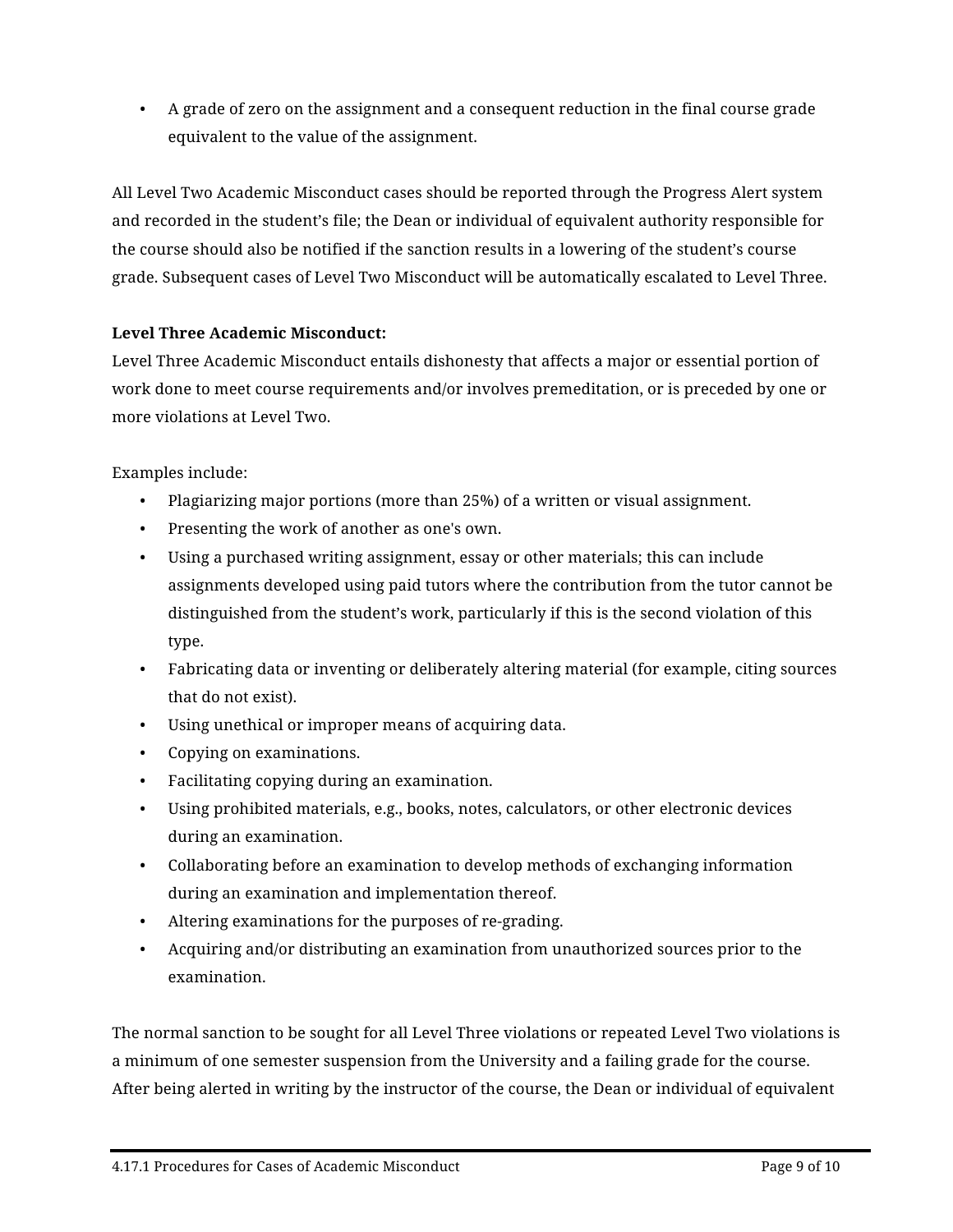- A grade of zero on the assignment and a consequent reduction in the final course grade equivalent to the value of the assignment.

All Level Two Academic Misconduct cases should be reported through the Progress Alert system and recorded in the student's file; the Dean or individual of equivalent authority responsible for the course should also be notified if the sanction results in a lowering of the student's course grade. Subsequent cases of Level Two Misconduct will be automatically escalated to Level Three.

**Level Three Academic Misconduct:**

Level Three Academic Misconduct entails dishonesty that affects a major or essential portion of work done to meet course requirements and/or involves premeditation, or is preceded by one or more violations at Level Two.

Examples include:

- Plagiarizing major portions (more than 25%) of a written or visual assignment.
- Presenting the work of another as one's own.
- Using a purchased writing assignment, essay or other materials; this can include assignments developed using paid tutors where the contribution from the tutor cannot be distinguished from the student's work, particularly if this is the second violation of this type.
- Fabricating data or inventing or deliberately altering material (for example, citing sources that do not exist).
- Using unethical or improper means of acquiring data.
- Copying on examinations.
- Facilitating copying during an examination.
- Using prohibited materials, e.g., books, notes, calculators, or other electronic devices during an examination.
- Collaborating before an examination to develop methods of exchanging information during an examination and implementation thereof.
- Altering examinations for the purposes of re-grading.
- Acquiring and/or distributing an examination from unauthorized sources prior to the examination.

The normal sanction to be sought for all Level Three violations or repeated Level Two violations is a minimum of one semester suspension from the University and a failing grade for the course. After being alerted in writing by the instructor of the course, the Dean or individual of equivalent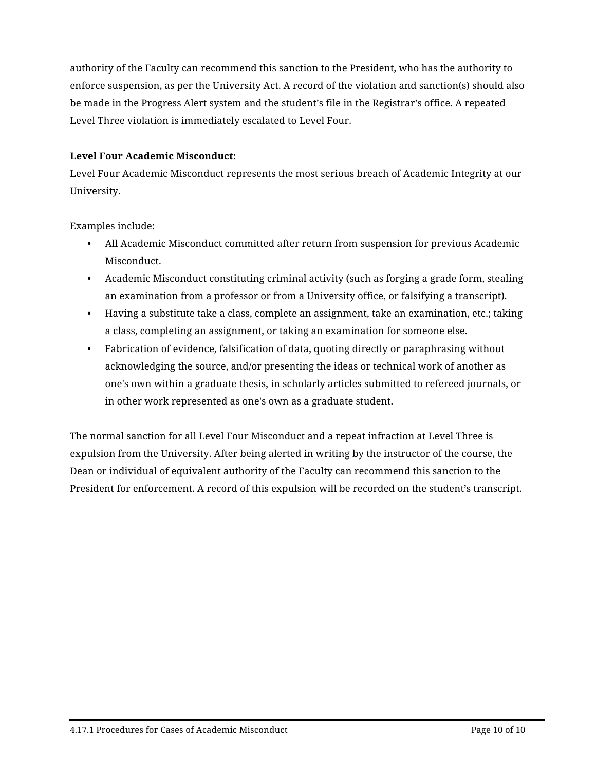authority of the Faculty can recommend this sanction to the President, who has the authority to enforce suspension, as per the University Act. A record of the violation and sanction(s) should also be made in the Progress Alert system and the student's file in the Registrar's office. A repeated Level Three violation is immediately escalated to Level Four.

**Level Four Academic Misconduct:**

Level Four Academic Misconduct represents the most serious breach of Academic Integrity at our University.

Examples include:

- All Academic Misconduct committed after return from suspension for previous Academic Misconduct.
- Academic Misconduct constituting criminal activity (such as forging a grade form, stealing an examination from a professor or from a University office, or falsifying a transcript).
- Having a substitute take a class, complete an assignment, take an examination, etc.; taking a class, completing an assignment, or taking an examination for someone else.
- Fabrication of evidence, falsification of data, quoting directly or paraphrasing without acknowledging the source, and/or presenting the ideas or technical work of another as one's own within a graduate thesis, in scholarly articles submitted to refereed journals, or in other work represented as one's own as a graduate student.

The normal sanction for all Level Four Misconduct and a repeat infraction at Level Three is expulsion from the University. After being alerted in writing by the instructor of the course, the Dean or individual of equivalent authority of the Faculty can recommend this sanction to the President for enforcement. A record of this expulsion will be recorded on the student's transcript.